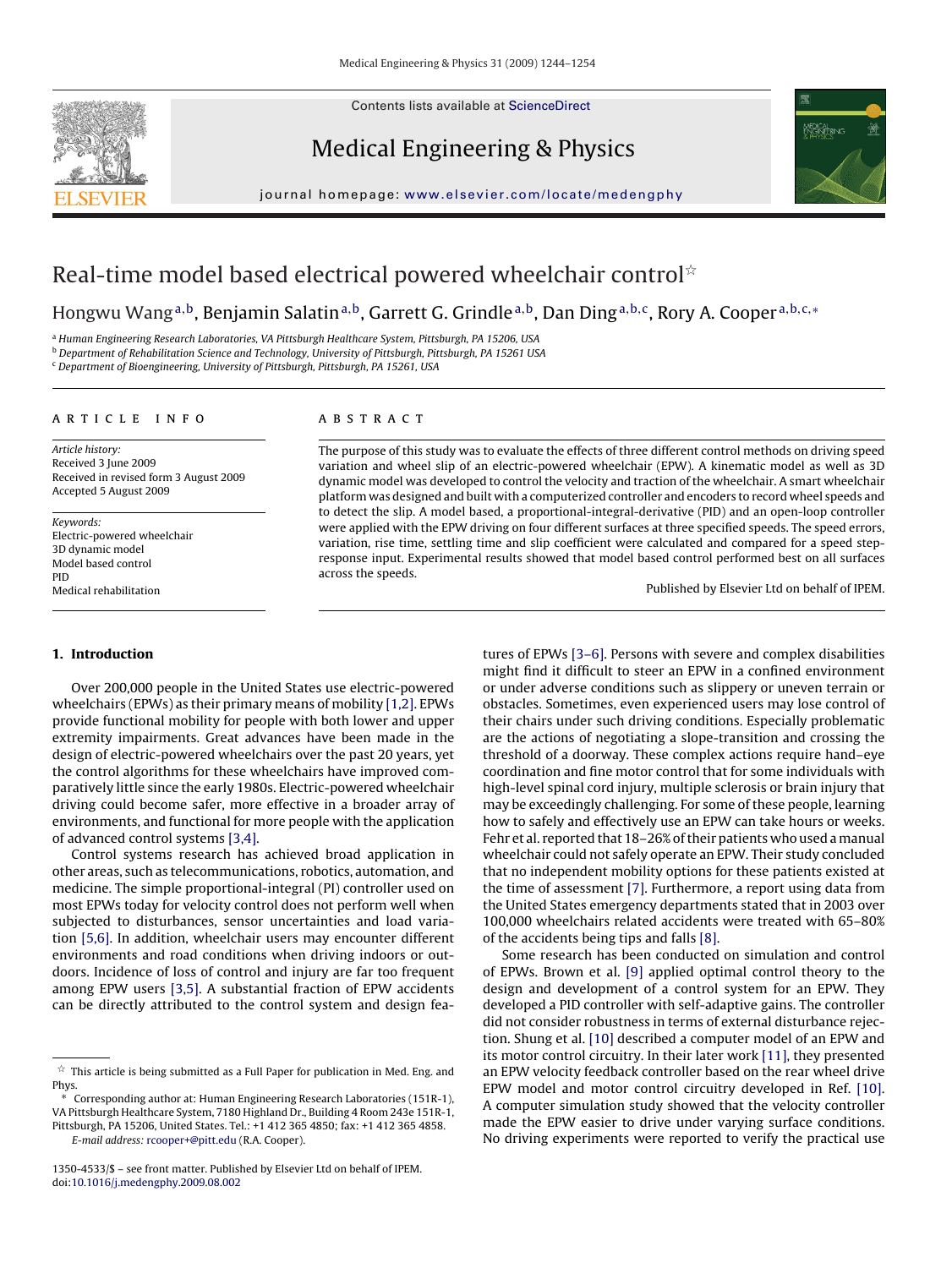# Real-time model based electrical powered wheelchair control☆

Hongwu Wang[a,b], Benjamin Salatin[a,b], Garrett G. Grindle[a,b], Dan Ding[a,b,c], Rory A. Cooper[a,b,c,*]

[a] Human Engineering Research Laboratories, VA Pittsburgh Healthcare System, Pittsburgh, PA 15206, USA
[b] Department of Rehabilitation Science and Technology, University of Pittsburgh, Pittsburgh, PA 15261 USA
[c] Department of Bioengineering, University of Pittsburgh, Pittsburgh, PA 15261, USA

## ARTICLE INFO

*Article history:*
Received 3 June 2009
Received in revised form 3 August 2009
Accepted 5 August 2009

*Keywords:*
Electric-powered wheelchair
3D dynamic model
Model based control
PID
Medical rehabilitation

## ABSTRACT

The purpose of this study was to evaluate the effects of three different control methods on driving speed variation and wheel slip of an electric-powered wheelchair (EPW). A kinematic model as well as 3D dynamic model was developed to control the velocity and traction of the wheelchair. A smart wheelchair platform was designed and built with a computerized controller and encoders to record wheel speeds and to detect the slip. A model based, a proportional-integral-derivative (PID) and an open-loop controller were applied with the EPW driving on four different surfaces at three specified speeds. The speed errors, variation, rise time, settling time and slip coefficient were calculated and compared for a speed step-response input. Experimental results showed that model based control performed best on all surfaces across the speeds.

Published by Elsevier Ltd on behalf of IPEM.

## 1. Introduction

Over 200,000 people in the United States use electric-powered wheelchairs (EPWs) as their primary means of mobility [1,2]. EPWs provide functional mobility for people with both lower and upper extremity impairments. Great advances have been made in the design of electric-powered wheelchairs over the past 20 years, yet the control algorithms for these wheelchairs have improved comparatively little since the early 1980s. Electric-powered wheelchair driving could become safer, more effective in a broader array of environments, and functional for more people with the application of advanced control systems [3,4].

Control systems research has achieved broad application in other areas, such as telecommunications, robotics, automation, and medicine. The simple proportional-integral (PI) controller used on most EPWs today for velocity control does not perform well when subjected to disturbances, sensor uncertainties and load variation [5,6]. In addition, wheelchair users may encounter different environments and road conditions when driving indoors or outdoors. Incidence of loss of control and injury are far too frequent among EPW users [3,5]. A substantial fraction of EPW accidents can be directly attributed to the control system and design features of EPWs [3–6]. Persons with severe and complex disabilities might find it difficult to steer an EPW in a confined environment or under adverse conditions such as slippery or uneven terrain or obstacles. Sometimes, even experienced users may lose control of their chairs under such driving conditions. Especially problematic are the actions of negotiating a slope-transition and crossing the threshold of a doorway. These complex actions require hand–eye coordination and fine motor control that for some individuals with high-level spinal cord injury, multiple sclerosis or brain injury that may be exceedingly challenging. For some of these people, learning how to safely and effectively use an EPW can take hours or weeks. Fehr et al. reported that 18–26% of their patients who used a manual wheelchair could not safely operate an EPW. Their study concluded that no independent mobility options for these patients existed at the time of assessment [7]. Furthermore, a report using data from the United States emergency departments stated that in 2003 over 100,000 wheelchairs related accidents were treated with 65–80% of the accidents being tips and falls [8].

Some research has been conducted on simulation and control of EPWs. Brown et al. [9] applied optimal control theory to the design and development of a control system for an EPW. They developed a PID controller with self-adaptive gains. The controller did not consider robustness in terms of external disturbance rejection. Shung et al. [10] described a computer model of an EPW and its motor control circuitry. In their later work [11], they presented an EPW velocity feedback controller based on the rear wheel drive EPW model and motor control circuitry developed in Ref. [10]. A computer simulation study showed that the velocity controller made the EPW easier to drive under varying surface conditions. No driving experiments were reported to verify the practical use

☆ This article is being submitted as a Full Paper for publication in Med. Eng. and Phys.

\* Corresponding author at: Human Engineering Research Laboratories (151R-1), VA Pittsburgh Healthcare System, 7180 Highland Dr., Building 4 Room 243e 151R-1, Pittsburgh, PA 15206, United States. Tel.: +1 412 365 4850; fax: +1 412 365 4858.
E-mail address: rcooper+@pitt.edu (R.A. Cooper).

1350-4533/$ – see front matter. Published by Elsevier Ltd on behalf of IPEM.
doi:10.1016/j.medengphy.2009.08.002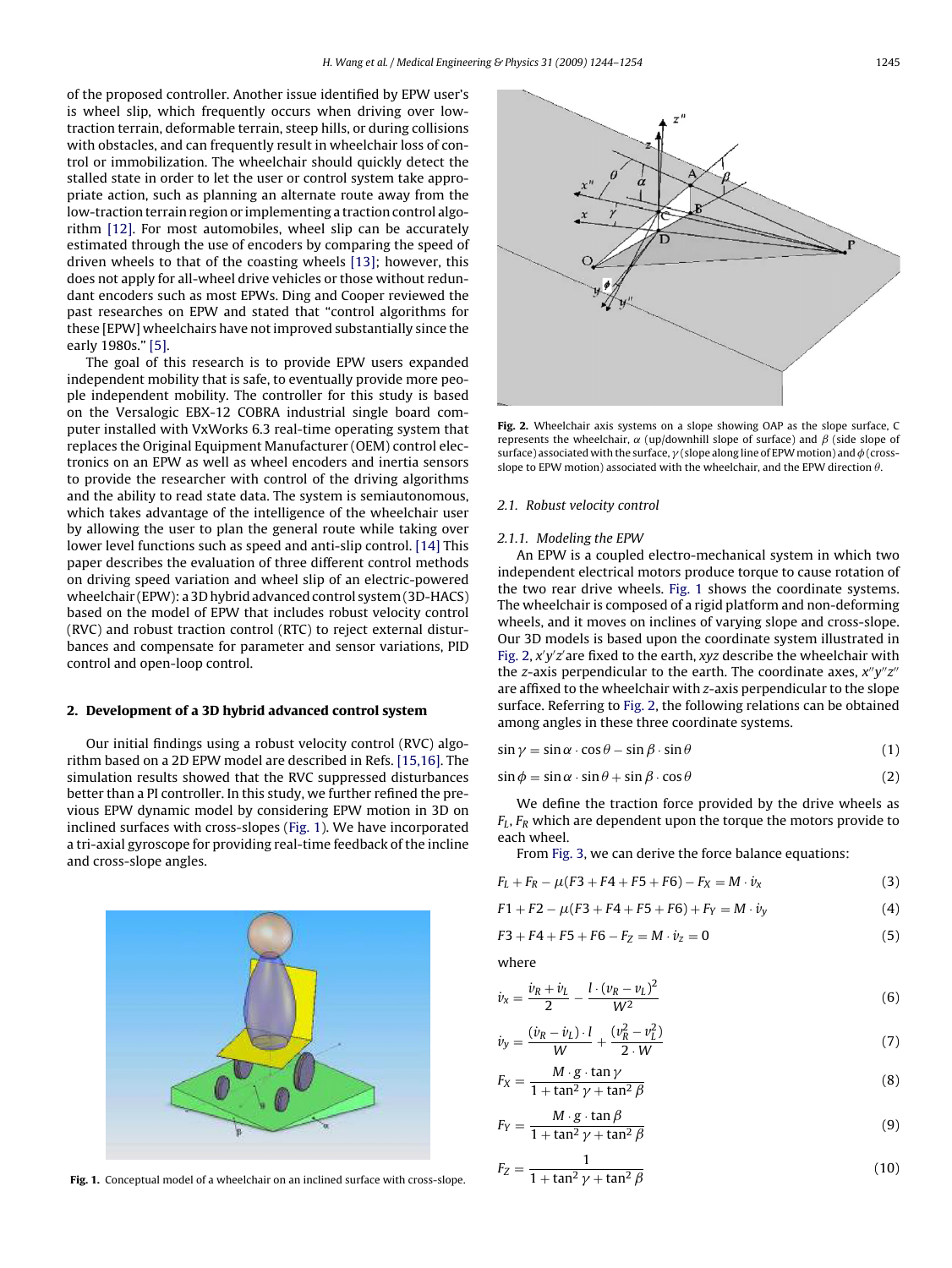of the proposed controller. Another issue identified by EPW user's is wheel slip, which frequently occurs when driving over low-traction terrain, deformable terrain, steep hills, or during collisions with obstacles, and can frequently result in wheelchair loss of control or immobilization. The wheelchair should quickly detect the stalled state in order to let the user or control system take appropriate action, such as planning an alternate route away from the low-traction terrain region or implementing a traction control algorithm [12]. For most automobiles, wheel slip can be accurately estimated through the use of encoders by comparing the speed of driven wheels to that of the coasting wheels [13]; however, this does not apply for all-wheel drive vehicles or those without redundant encoders such as most EPWs. Ding and Cooper reviewed the past researches on EPW and stated that "control algorithms for these [EPW] wheelchairs have not improved substantially since the early 1980s." [5].

The goal of this research is to provide EPW users expanded independent mobility that is safe, to eventually provide more people independent mobility. The controller for this study is based on the Versalogic EBX-12 COBRA industrial single board computer installed with VxWorks 6.3 real-time operating system that replaces the Original Equipment Manufacturer (OEM) control electronics on an EPW as well as wheel encoders and inertia sensors to provide the researcher with control of the driving algorithms and the ability to read state data. The system is semiautonomous, which takes advantage of the intelligence of the wheelchair user by allowing the user to plan the general route while taking over lower level functions such as speed and anti-slip control. [14] This paper describes the evaluation of three different control methods on driving speed variation and wheel slip of an electric-powered wheelchair (EPW): a 3D hybrid advanced control system (3D-HACS) based on the model of EPW that includes robust velocity control (RVC) and robust traction control (RTC) to reject external disturbances and compensate for parameter and sensor variations, PID control and open-loop control.

## 2. Development of a 3D hybrid advanced control system

Our initial findings using a robust velocity control (RVC) algorithm based on a 2D EPW model are described in Refs. [15,16]. The simulation results showed that the RVC suppressed disturbances better than a PI controller. In this study, we further refined the previous EPW dynamic model by considering EPW motion in 3D on inclined surfaces with cross-slopes (Fig. 1). We have incorporated a tri-axial gyroscope for providing real-time feedback of the incline and cross-slope angles.

**Fig. 1.** Conceptual model of a wheelchair on an inclined surface with cross-slope.

**Fig. 2.** Wheelchair axis systems on a slope showing OAP as the slope surface, C represents the wheelchair, $\alpha$ (up/downhill slope of surface) and $\beta$ (side slope of surface) associated with the surface, $\gamma$ (slope along line of EPW motion) and $\phi$ (cross-slope to EPW motion) associated with the wheelchair, and the EPW direction $\theta$.

### 2.1. Robust velocity control

#### 2.1.1. Modeling the EPW

An EPW is a coupled electro-mechanical system in which two independent electrical motors produce torque to cause rotation of the two rear drive wheels. Fig. 1 shows the coordinate systems. The wheelchair is composed of a rigid platform and non-deforming wheels, and it moves on inclines of varying slope and cross-slope. Our 3D models is based upon the coordinate system illustrated in Fig. 2, $x'y'z'$ are fixed to the earth, $xyz$ describe the wheelchair with the $z$-axis perpendicular to the earth. The coordinate axes, $x''y''z''$ are affixed to the wheelchair with $z$-axis perpendicular to the slope surface. Referring to Fig. 2, the following relations can be obtained among angles in these three coordinate systems.

$$\sin\gamma = \sin\alpha\cdot\cos\theta - \sin\beta\cdot\sin\theta \tag{1}$$

$$\sin\phi = \sin\alpha\cdot\sin\theta + \sin\beta\cdot\cos\theta \tag{2}$$

We define the traction force provided by the drive wheels as $F_L$, $F_R$ which are dependent upon the torque the motors provide to each wheel.

From Fig. 3, we can derive the force balance equations:

$$F_L + F_R - \mu(F3+F4+F5+F6) - F_X = M\cdot\dot{v}_x \tag{3}$$

$$F1 + F2 - \mu(F3+F4+F5+F6) + F_Y = M\cdot\dot{v}_y \tag{4}$$

$$F3+F4+F5+F6 - F_Z = M\cdot\dot{v}_z = 0 \tag{5}$$

where

$$\dot{v}_x = \frac{\dot{v}_R + \dot{v}_L}{2} - \frac{l\cdot(v_R - v_L)^2}{W^2} \tag{6}$$

$$\dot{v}_y = \frac{(\dot{v}_R - \dot{v}_L)\cdot l}{W} + \frac{(v_R^2 - v_L^2)}{2\cdot W} \tag{7}$$

$$F_X = \frac{M\cdot g\cdot\tan\gamma}{1+\tan^2\gamma+\tan^2\beta} \tag{8}$$

$$F_Y = \frac{M\cdot g\cdot\tan\beta}{1+\tan^2\gamma+\tan^2\beta} \tag{9}$$

$$F_Z = \frac{1}{1+\tan^2\gamma+\tan^2\beta} \tag{10}$$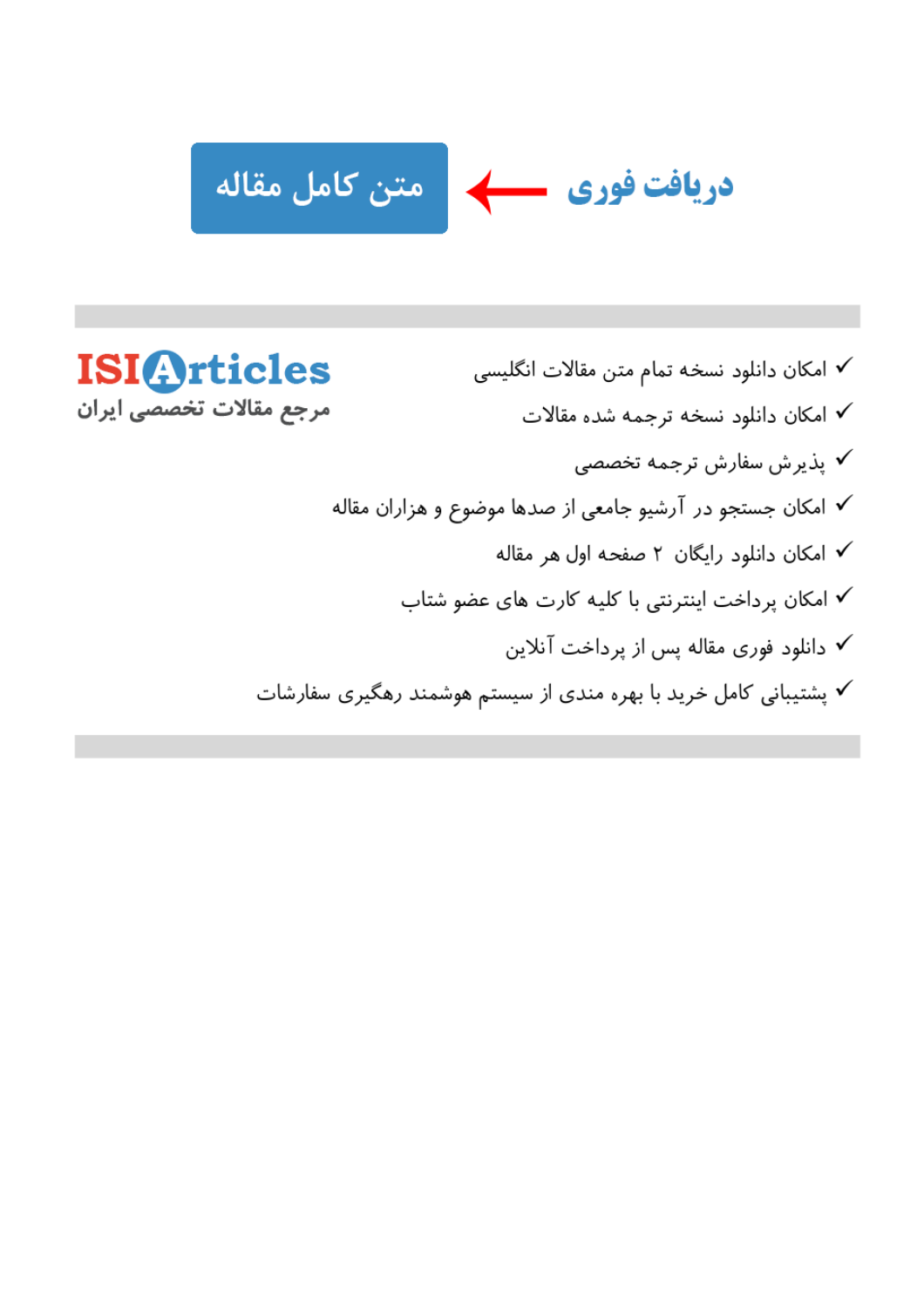متن کامل مقاله ← دریافت فوری

ISIArticles
مرجع مقالات تخصصی ایران

- ✓ امکان دانلود نسخه تمام متن مقالات انگلیسی
- ✓ امکان دانلود نسخه ترجمه شده مقالات
- ✓ پذیرش سفارش ترجمه تخصصی
- ✓ امکان جستجو در آرشیو جامعی از صدها موضوع و هزاران مقاله
- ✓ امکان دانلود رایگان ۲ صفحه اول هر مقاله
- ✓ امکان پرداخت اینترنتی با کلیه کارت های عضو شتاب
- ✓ دانلود فوری مقاله پس از پرداخت آنلاین
- ✓ پشتیبانی کامل خرید با بهره مندی از سیستم هوشمند رهگیری سفارشات